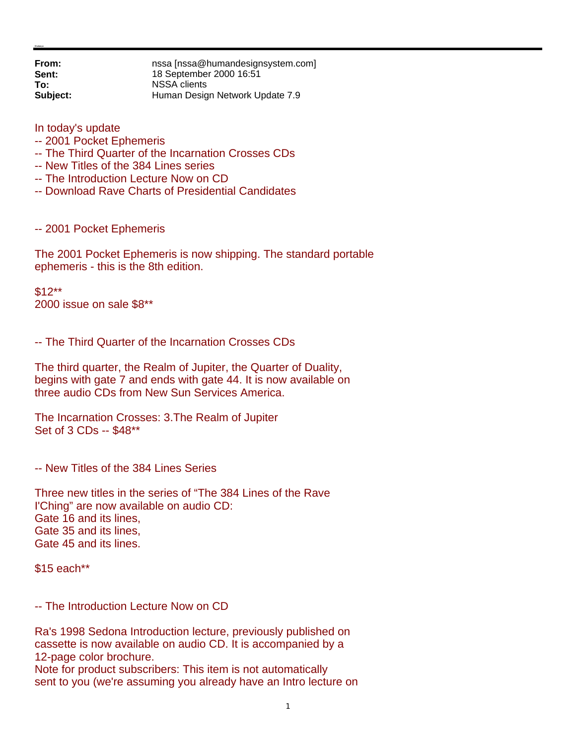**From:** nssa [nssa@humandesignsystem.com]
**Sent:** 18 September 2000 16:51
**To:** NSSA clients
**Subject:** Human Design Network Update 7.9

In today's update
-- 2001 Pocket Ephemeris
-- The Third Quarter of the Incarnation Crosses CDs
-- New Titles of the 384 Lines series
-- The Introduction Lecture Now on CD
-- Download Rave Charts of Presidential Candidates

-- 2001 Pocket Ephemeris

The 2001 Pocket Ephemeris is now shipping. The standard portable ephemeris - this is the 8th edition.

$12**
2000 issue on sale $8**

-- The Third Quarter of the Incarnation Crosses CDs

The third quarter, the Realm of Jupiter, the Quarter of Duality, begins with gate 7 and ends with gate 44. It is now available on three audio CDs from New Sun Services America.

The Incarnation Crosses: 3.The Realm of Jupiter
Set of 3 CDs -- $48**

-- New Titles of the 384 Lines Series

Three new titles in the series of "The 384 Lines of the Rave I'Ching" are now available on audio CD:
Gate 16 and its lines,
Gate 35 and its lines,
Gate 45 and its lines.

$15 each**

-- The Introduction Lecture Now on CD

Ra's 1998 Sedona Introduction lecture, previously published on cassette is now available on audio CD. It is accompanied by a 12-page color brochure.
Note for product subscribers: This item is not automatically sent to you (we're assuming you already have an Intro lecture on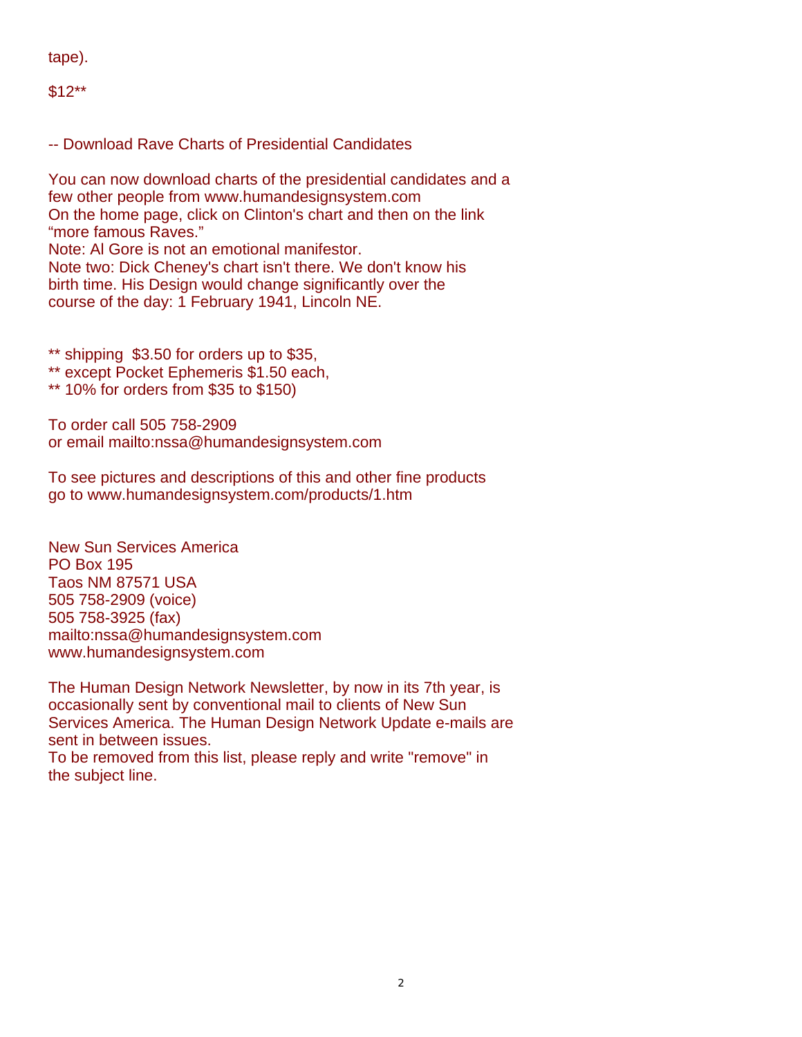tape).

$12**

-- Download Rave Charts of Presidential Candidates

You can now download charts of the presidential candidates and a few other people from www.humandesignsystem.com
On the home page, click on Clinton's chart and then on the link "more famous Raves."
Note: Al Gore is not an emotional manifestor.
Note two: Dick Cheney's chart isn't there. We don't know his birth time. His Design would change significantly over the course of the day: 1 February 1941, Lincoln NE.

** shipping  $3.50 for orders up to $35,
** except Pocket Ephemeris $1.50 each,
** 10% for orders from $35 to $150)

To order call 505 758-2909
or email mailto:nssa@humandesignsystem.com

To see pictures and descriptions of this and other fine products go to www.humandesignsystem.com/products/1.htm

New Sun Services America
PO Box 195
Taos NM 87571 USA
505 758-2909 (voice)
505 758-3925 (fax)
mailto:nssa@humandesignsystem.com
www.humandesignsystem.com

The Human Design Network Newsletter, by now in its 7th year, is occasionally sent by conventional mail to clients of New Sun Services America. The Human Design Network Update e-mails are sent in between issues.
To be removed from this list, please reply and write "remove" in the subject line.